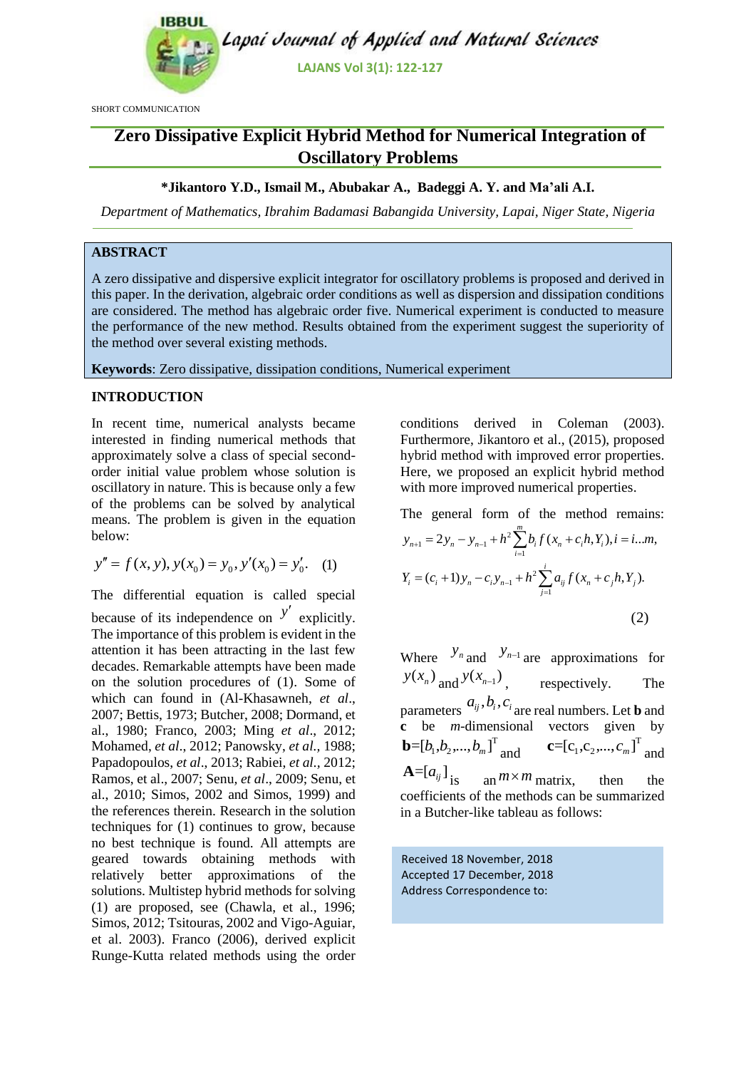SHORT COMMUNICATION

# Zero Dissipative Explicit Hybrid Method for Numerical Integration of Oscillatory Problems

**\*Jikantoro Y.D., Ismail M., Abubakar A., Badeggi A. Y. and Ma'ali A.I.**

*Department of Mathematics, Ibrahim Badamasi Babangida University, Lapai, Niger State, Nigeria*

## ABSTRACT

A zero dissipative and dispersive explicit integrator for oscillatory problems is proposed and derived in this paper. In the derivation, algebraic order conditions as well as dispersion and dissipation conditions are considered. The method has algebraic order five. Numerical experiment is conducted to measure the performance of the new method. Results obtained from the experiment suggest the superiority of the method over several existing methods.

**Keywords**: Zero dissipative, dissipation conditions, Numerical experiment

## INTRODUCTION

In recent time, numerical analysts became interested in finding numerical methods that approximately solve a class of special second-order initial value problem whose solution is oscillatory in nature. This is because only a few of the problems can be solved by analytical means. The problem is given in the equation below:

$$y'' = f(x, y), y(x_0) = y_0, y'(x_0) = y'_0. \quad (1)$$

The differential equation is called special because of its independence on $y'$ explicitly. The importance of this problem is evident in the attention it has been attracting in the last few decades. Remarkable attempts have been made on the solution procedures of (1). Some of which can found in (Al-Khasawneh, *et al*., 2007; Bettis, 1973; Butcher, 2008; Dormand, et al., 1980; Franco, 2003; Ming *et al*., 2012; Mohamed, *et al*., 2012; Panowsky, *et al*., 1988; Papadopoulos, *et al*., 2013; Rabiei, *et al*., 2012; Ramos, et al., 2007; Senu, *et al*., 2009; Senu, et al., 2010; Simos, 2002 and Simos, 1999) and the references therein. Research in the solution techniques for (1) continues to grow, because no best technique is found. All attempts are geared towards obtaining methods with relatively better approximations of the solutions. Multistep hybrid methods for solving (1) are proposed, see (Chawla, et al., 1996; Simos, 2012; Tsitouras, 2002 and Vigo-Aguiar, et al. 2003). Franco (2006), derived explicit Runge-Kutta related methods using the order conditions derived in Coleman (2003). Furthermore, Jikantoro et al., (2015), proposed hybrid method with improved error properties. Here, we proposed an explicit hybrid method with more improved numerical properties.

The general form of the method remains:

$$y_{n+1} = 2y_n - y_{n-1} + h^2 \sum_{i=1}^{m} b_i f(x_n + c_i h, Y_i), i = i \ldots m,$$

$$Y_i = (c_i + 1)y_n - c_i y_{n-1} + h^2 \sum_{j=1}^{i} a_{ij} f(x_n + c_j h, Y_j). \quad (2)$$

Where $y_n$ and $y_{n-1}$ are approximations for $y(x_n)$ and $y(x_{n-1})$, respectively. The parameters $a_{ij}, b_i, c_i$ are real numbers. Let **b** and **c** be $m$-dimensional vectors given by $\mathbf{b}=[b_1, b_2, ..., b_m]^T$ and $\mathbf{c}=[c_1, c_2, ..., c_m]^T$ and $\mathbf{A}=[a_{ij}]$ is an $m \times m$ matrix, then the coefficients of the methods can be summarized in a Butcher-like tableau as follows:

Received 18 November, 2018
Accepted 17 December, 2018
Address Correspondence to: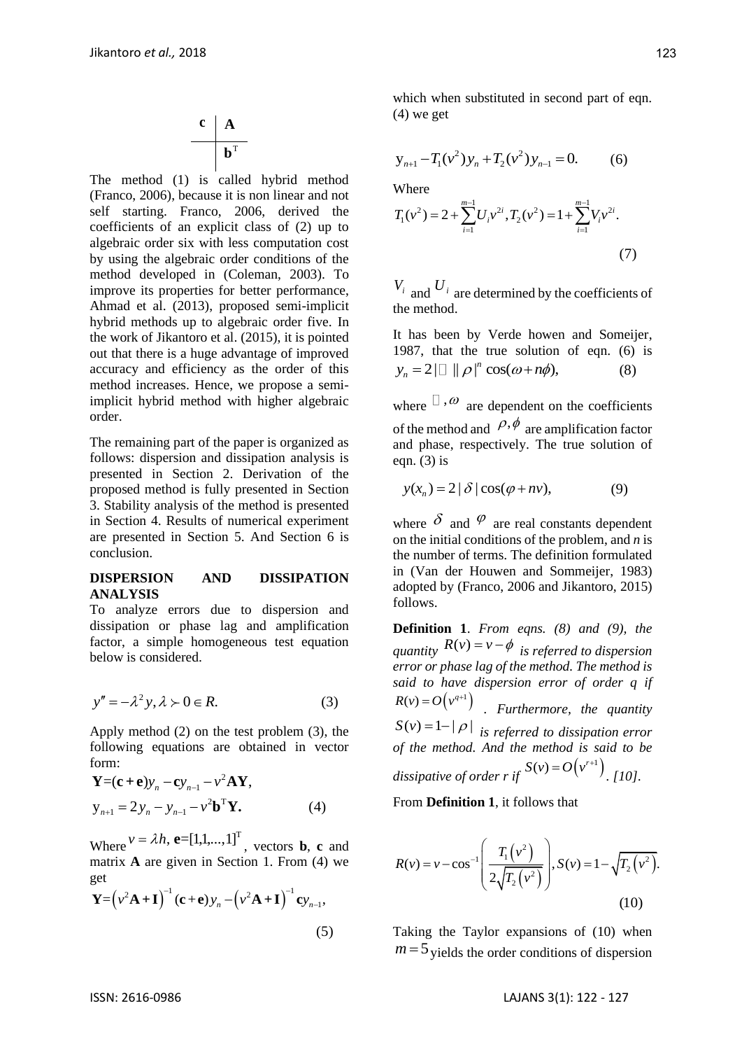$$
\begin{array}{c|c}
\mathbf{c} & \mathbf{A} \\
\hline
 & \mathbf{b}^{\mathrm{T}}
\end{array}
$$

The method (1) is called hybrid method (Franco, 2006), because it is non linear and not self starting. Franco, 2006, derived the coefficients of an explicit class of (2) up to algebraic order six with less computation cost by using the algebraic order conditions of the method developed in (Coleman, 2003). To improve its properties for better performance, Ahmad et al. (2013), proposed semi-implicit hybrid methods up to algebraic order five. In the work of Jikantoro et al. (2015), it is pointed out that there is a huge advantage of improved accuracy and efficiency as the order of this method increases. Hence, we propose a semi-implicit hybrid method with higher algebraic order.

The remaining part of the paper is organized as follows: dispersion and dissipation analysis is presented in Section 2. Derivation of the proposed method is fully presented in Section 3. Stability analysis of the method is presented in Section 4. Results of numerical experiment are presented in Section 5. And Section 6 is conclusion.

## DISPERSION AND DISSIPATION ANALYSIS

To analyze errors due to dispersion and dissipation or phase lag and amplification factor, a simple homogeneous test equation below is considered.

$$y'' = -\lambda^2 y, \lambda \succ 0 \in R. \tag{3}$$

Apply method (2) on the test problem (3), the following equations are obtained in vector form:

$$\mathbf{Y} = (\mathbf{c}+\mathbf{e})y_n - \mathbf{c}y_{n-1} - v^2\mathbf{A}\mathbf{Y},$$

$$y_{n+1} = 2y_n - y_{n-1} - v^2\mathbf{b}^{\mathrm{T}}\mathbf{Y}. \tag{4}$$

Where $v = \lambda h$, $\mathbf{e} = [1,1,...,1]^{\mathrm{T}}$, vectors $\mathbf{b}$, $\mathbf{c}$ and matrix $\mathbf{A}$ are given in Section 1. From (4) we get

$$\mathbf{Y} = \left(v^2\mathbf{A}+\mathbf{I}\right)^{-1}(\mathbf{c}+\mathbf{e})y_n - \left(v^2\mathbf{A}+\mathbf{I}\right)^{-1}\mathbf{c}y_{n-1}, \tag{5}$$

which when substituted in second part of eqn. (4) we get

$$y_{n+1} - T_1(v^2)y_n + T_2(v^2)y_{n-1} = 0. \tag{6}$$

Where

$$T_1(v^2) = 2 + \sum_{i=1}^{m-1} U_i v^{2i}, T_2(v^2) = 1 + \sum_{i=1}^{m-1} V_i v^{2i}. \tag{7}$$

$V_i$ and $U_i$ are determined by the coefficients of the method.

It has been by Verde howen and Someijer, 1987, that the true solution of eqn. (6) is

$$y_n = 2|\square\|\rho|^n \cos(\omega + n\phi), \tag{8}$$

where $\square, \omega$ are dependent on the coefficients of the method and $\rho, \phi$ are amplification factor and phase, respectively. The true solution of eqn. (3) is

$$y(x_n) = 2|\delta|\cos(\varphi + nv), \tag{9}$$

where $\delta$ and $\varphi$ are real constants dependent on the initial conditions of the problem, and *n* is the number of terms. The definition formulated in (Van der Houwen and Sommeijer, 1983) adopted by (Franco, 2006 and Jikantoro, 2015) follows.

**Definition 1**. *From eqns. (8) and (9), the quantity* $R(v) = v - \phi$ *is referred to dispersion error or phase lag of the method. The method is said to have dispersion error of order q if* $R(v) = O\left(v^{q+1}\right)$. *Furthermore, the quantity* $S(v) = 1 - |\rho|$ *is referred to dissipation error of the method. And the method is said to be dissipative of order r if* $S(v) = O\left(v^{r+1}\right)$. *[10].*

From **Definition 1**, it follows that

$$R(v) = v - \cos^{-1}\left(\frac{T_1\left(v^2\right)}{2\sqrt{T_2\left(v^2\right)}}\right), S(v) = 1 - \sqrt{T_2\left(v^2\right)}. \tag{10}$$

Taking the Taylor expansions of (10) when $m = 5$ yields the order conditions of dispersion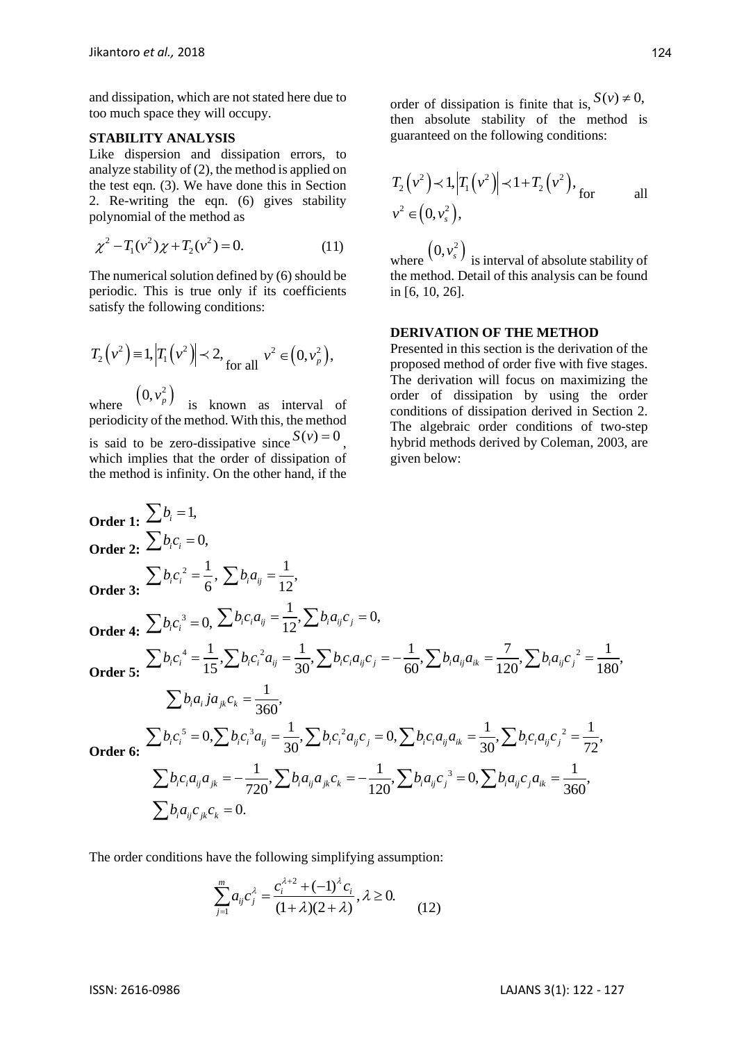and dissipation, which are not stated here due to too much space they will occupy.

## STABILITY ANALYSIS

Like dispersion and dissipation errors, to analyze stability of (2), the method is applied on the test eqn. (3). We have done this in Section 2. Re-writing the eqn. (6) gives stability polynomial of the method as

$$\chi^2 - T_1(v^2)\chi + T_2(v^2) = 0. \qquad (11)$$

The numerical solution defined by (6) should be periodic. This is true only if its coefficients satisfy the following conditions:

$$T_2\left(v^2\right) \equiv 1, \left|T_1\left(v^2\right)\right| \prec 2, \text{ for all } v^2 \in \left(0, v_p^2\right),$$

where $\left(0, v_p^2\right)$ is known as interval of periodicity of the method. With this, the method is said to be zero-dissipative since $S(v) = 0$, which implies that the order of dissipation of the method is infinity. On the other hand, if the order of dissipation is finite that is, $S(v) \neq 0$, then absolute stability of the method is guaranteed on the following conditions:

$$T_2\left(v^2\right) \prec 1, \left|T_1\left(v^2\right)\right| \prec 1 + T_2\left(v^2\right), \text{ for all } v^2 \in \left(0, v_s^2\right),$$

where $\left(0, v_s^2\right)$ is interval of absolute stability of the method. Detail of this analysis can be found in [6, 10, 26].

## DERIVATION OF THE METHOD

Presented in this section is the derivation of the proposed method of order five with five stages. The derivation will focus on maximizing the order of dissipation by using the order conditions of dissipation derived in Section 2. The algebraic order conditions of two-step hybrid methods derived by Coleman, 2003, are given below:

**Order 1:** $\sum b_i = 1,$

**Order 2:** $\sum b_i c_i = 0,$

**Order 3:** $\sum b_i c_i{}^2 = \frac{1}{6}, \ \sum b_i a_{ij} = \frac{1}{12},$

**Order 4:** $\sum b_i c_i{}^3 = 0, \ \sum b_i c_i a_{ij} = \frac{1}{12}, \sum b_i a_{ij} c_j = 0,$

**Order 5:** $\sum b_i c_i{}^4 = \frac{1}{15}, \sum b_i c_i{}^2 a_{ij} = \frac{1}{30}, \sum b_i c_i a_{ij} c_j = -\frac{1}{60}, \sum b_i a_{ij} a_{ik} = \frac{7}{120}, \sum b_i a_{ij} c_j{}^2 = \frac{1}{180},$

$\sum b_i a_i j a_{jk} c_k = \frac{1}{360},$

**Order 6:** $\sum b_i c_i{}^5 = 0, \sum b_i c_i{}^3 a_{ij} = \frac{1}{30}, \sum b_i c_i{}^2 a_{ij} c_j = 0, \sum b_i c_i a_{ij} a_{ik} = \frac{1}{30}, \sum b_i c_i a_{ij} c_j{}^2 = \frac{1}{72},$

$\sum b_i c_i a_{ij} a_{jk} = -\frac{1}{720}, \sum b_i a_{ij} a_{jk} c_k = -\frac{1}{120}, \sum b_i a_{ij} c_j{}^3 = 0, \sum b_i a_{ij} c_j a_{ik} = \frac{1}{360},$

$\sum b_i a_{ij} c_{jk} c_k = 0.$

The order conditions have the following simplifying assumption:

$$\sum_{j=1}^{m} a_{ij} c_j^{\lambda} = \frac{c_i^{\lambda+2} + (-1)^{\lambda} c_i}{(1+\lambda)(2+\lambda)}, \lambda \geq 0. \qquad (12)$$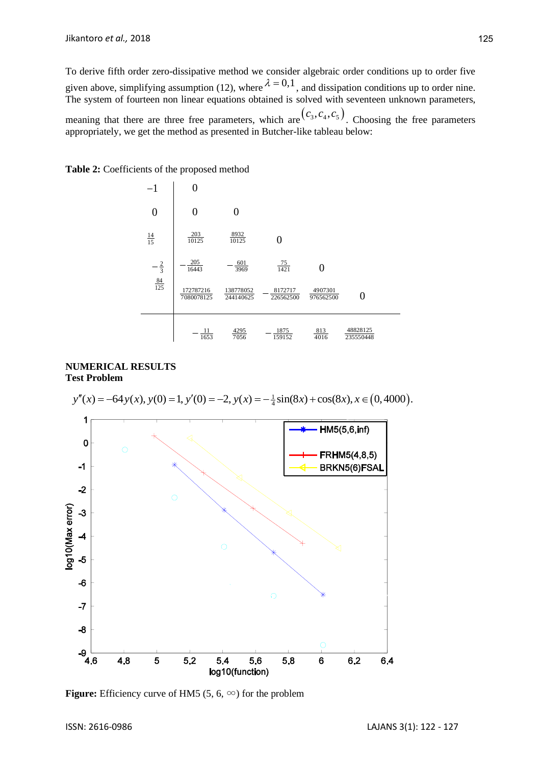To derive fifth order zero-dissipative method we consider algebraic order conditions up to order five given above, simplifying assumption (12), where $\lambda = 0,1$, and dissipation conditions up to order nine. The system of fourteen non linear equations obtained is solved with seventeen unknown parameters, meaning that there are three free parameters, which are $(c_3, c_4, c_5)$. Choosing the free parameters appropriately, we get the method as presented in Butcher-like tableau below:

**Table 2:** Coefficients of the proposed method

$$
\begin{array}{c|ccccc}
-1 & 0 & & & & \\
0 & 0 & 0 & & & \\
\frac{14}{15} & \frac{203}{10125} & \frac{8932}{10125} & 0 & & \\
-\frac{2}{3} & -\frac{205}{16443} & -\frac{601}{3969} & \frac{75}{1421} & 0 & \\
\frac{84}{125} & \frac{172787216}{7080078125} & \frac{138778052}{244140625} & -\frac{8172717}{226562500} & \frac{4907301}{976562500} & 0 \\
\hline
 & -\frac{11}{1653} & \frac{4295}{7056} & -\frac{1875}{159152} & \frac{813}{4016} & \frac{48828125}{235550448}
\end{array}
$$

**NUMERICAL RESULTS**

**Test Problem**

$$y''(x) = -64y(x), y(0) = 1, y'(0) = -2, y(x) = -\tfrac{1}{4}\sin(8x) + \cos(8x), x \in (0, 4000).$$

**Figure:** Efficiency curve of HM5 (5, 6, $\infty$) for the problem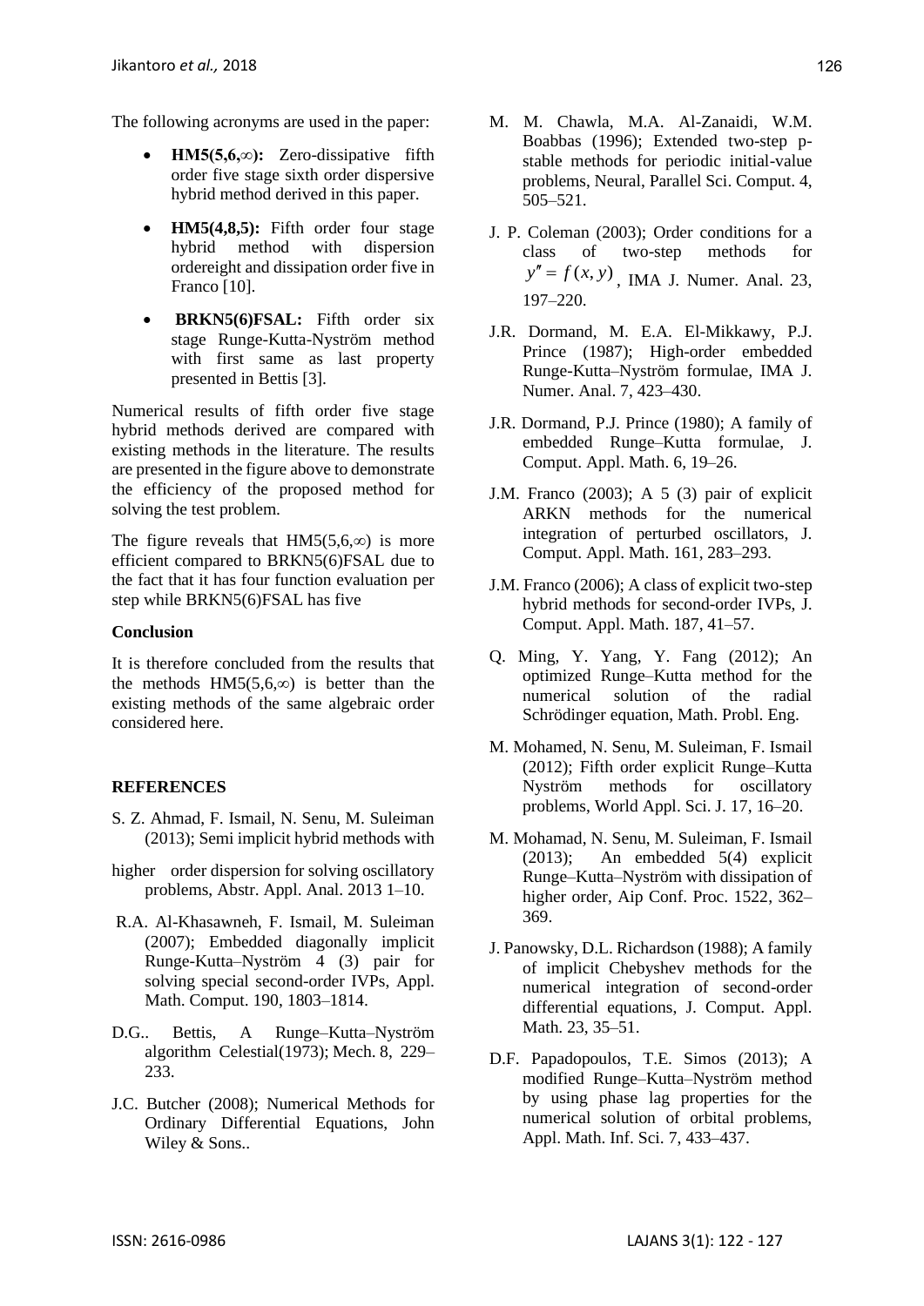The following acronyms are used in the paper:

- **HM5(5,6,∞):** Zero-dissipative fifth order five stage sixth order dispersive hybrid method derived in this paper.
- **HM5(4,8,5):** Fifth order four stage hybrid method with dispersion ordereight and dissipation order five in Franco [10].
- **BRKN5(6)FSAL:** Fifth order six stage Runge-Kutta-Nyström method with first same as last property presented in Bettis [3].

Numerical results of fifth order five stage hybrid methods derived are compared with existing methods in the literature. The results are presented in the figure above to demonstrate the efficiency of the proposed method for solving the test problem.

The figure reveals that HM5(5,6,∞) is more efficient compared to BRKN5(6)FSAL due to the fact that it has four function evaluation per step while BRKN5(6)FSAL has five

**Conclusion**

It is therefore concluded from the results that the methods HM5(5,6,∞) is better than the existing methods of the same algebraic order considered here.

## REFERENCES

S. Z. Ahmad, F. Ismail, N. Senu, M. Suleiman (2013); Semi implicit hybrid methods with higher order dispersion for solving oscillatory problems, Abstr. Appl. Anal. 2013 1–10.

R.A. Al-Khasawneh, F. Ismail, M. Suleiman (2007); Embedded diagonally implicit Runge-Kutta–Nyström 4 (3) pair for solving special second-order IVPs, Appl. Math. Comput. 190, 1803–1814.

D.G.. Bettis, A Runge–Kutta–Nyström algorithm Celestial(1973); Mech. 8, 229–233.

J.C. Butcher (2008); Numerical Methods for Ordinary Differential Equations, John Wiley & Sons..

M. M. Chawla, M.A. Al-Zanaidi, W.M. Boabbas (1996); Extended two-step p-stable methods for periodic initial-value problems, Neural, Parallel Sci. Comput. 4, 505–521.

J. P. Coleman (2003); Order conditions for a class of two-step methods for $y'' = f(x, y)$, IMA J. Numer. Anal. 23, 197–220.

J.R. Dormand, M. E.A. El-Mikkawy, P.J. Prince (1987); High-order embedded Runge-Kutta–Nyström formulae, IMA J. Numer. Anal. 7, 423–430.

J.R. Dormand, P.J. Prince (1980); A family of embedded Runge–Kutta formulae, J. Comput. Appl. Math. 6, 19–26.

J.M. Franco (2003); A 5 (3) pair of explicit ARKN methods for the numerical integration of perturbed oscillators, J. Comput. Appl. Math. 161, 283–293.

J.M. Franco (2006); A class of explicit two-step hybrid methods for second-order IVPs, J. Comput. Appl. Math. 187, 41–57.

Q. Ming, Y. Yang, Y. Fang (2012); An optimized Runge–Kutta method for the numerical solution of the radial Schrödinger equation, Math. Probl. Eng.

M. Mohamed, N. Senu, M. Suleiman, F. Ismail (2012); Fifth order explicit Runge–Kutta Nyström methods for oscillatory problems, World Appl. Sci. J. 17, 16–20.

M. Mohamad, N. Senu, M. Suleiman, F. Ismail (2013); An embedded 5(4) explicit Runge–Kutta–Nyström with dissipation of higher order, Aip Conf. Proc. 1522, 362–369.

J. Panowsky, D.L. Richardson (1988); A family of implicit Chebyshev methods for the numerical integration of second-order differential equations, J. Comput. Appl. Math. 23, 35–51.

D.F. Papadopoulos, T.E. Simos (2013); A modified Runge–Kutta–Nyström method by using phase lag properties for the numerical solution of orbital problems, Appl. Math. Inf. Sci. 7, 433–437.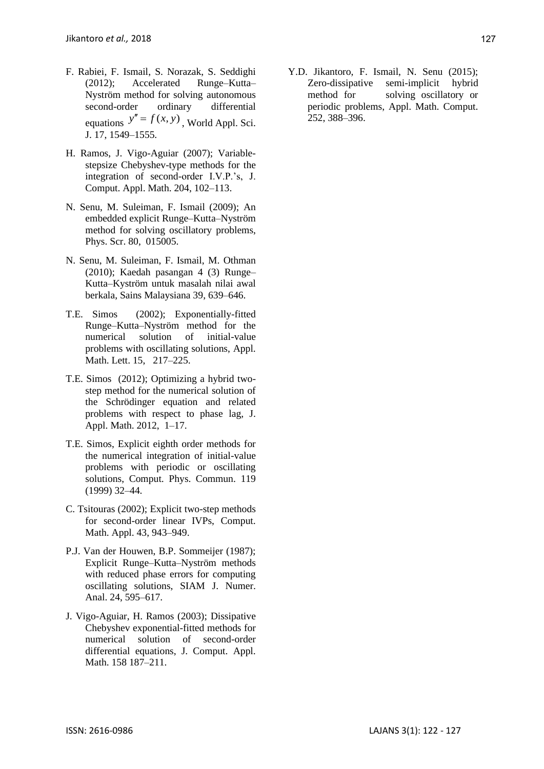F. Rabiei, F. Ismail, S. Norazak, S. Seddighi (2012); Accelerated Runge–Kutta–Nyström method for solving autonomous second-order ordinary differential equations $y'' = f(x, y)$, World Appl. Sci. J. 17, 1549–1555.

H. Ramos, J. Vigo-Aguiar (2007); Variable-stepsize Chebyshev-type methods for the integration of second-order I.V.P.'s, J. Comput. Appl. Math. 204, 102–113.

N. Senu, M. Suleiman, F. Ismail (2009); An embedded explicit Runge–Kutta–Nyström method for solving oscillatory problems, Phys. Scr. 80, 015005.

N. Senu, M. Suleiman, F. Ismail, M. Othman (2010); Kaedah pasangan 4 (3) Runge–Kutta–Kyström untuk masalah nilai awal berkala, Sains Malaysiana 39, 639–646.

T.E. Simos (2002); Exponentially-fitted Runge–Kutta–Nyström method for the numerical solution of initial-value problems with oscillating solutions, Appl. Math. Lett. 15, 217–225.

T.E. Simos (2012); Optimizing a hybrid two-step method for the numerical solution of the Schrödinger equation and related problems with respect to phase lag, J. Appl. Math. 2012, 1–17.

T.E. Simos, Explicit eighth order methods for the numerical integration of initial-value problems with periodic or oscillating solutions, Comput. Phys. Commun. 119 (1999) 32–44.

C. Tsitouras (2002); Explicit two-step methods for second-order linear IVPs, Comput. Math. Appl. 43, 943–949.

P.J. Van der Houwen, B.P. Sommeijer (1987); Explicit Runge–Kutta–Nyström methods with reduced phase errors for computing oscillating solutions, SIAM J. Numer. Anal. 24, 595–617.

J. Vigo-Aguiar, H. Ramos (2003); Dissipative Chebyshev exponential-fitted methods for numerical solution of second-order differential equations, J. Comput. Appl. Math. 158 187–211.

Y.D. Jikantoro, F. Ismail, N. Senu (2015); Zero-dissipative semi-implicit hybrid method for solving oscillatory or periodic problems, Appl. Math. Comput. 252, 388–396.